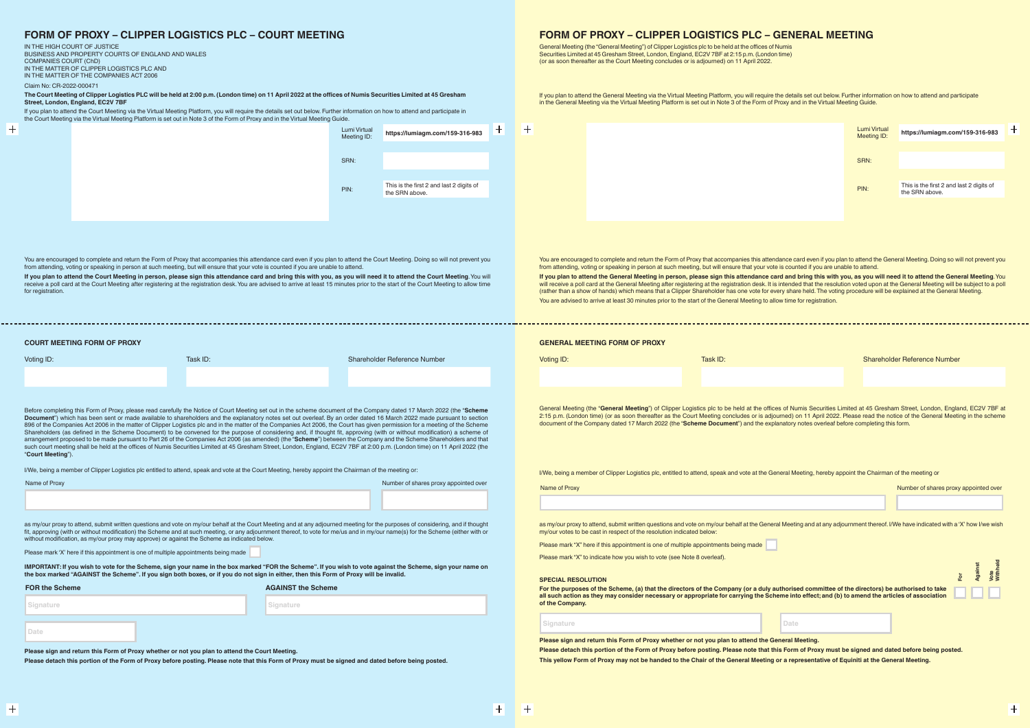# FORM OF PROXY – CLIPPER LOGISTICS PLC – COURT MEETING

IN THE HIGH COURT OF JUSTICE
BUSINESS AND PROPERTY COURTS OF ENGLAND AND WALES
COMPANIES COURT (ChD)
IN THE MATTER OF CLIPPER LOGISTICS PLC AND
IN THE MATTER OF THE COMPANIES ACT 2006

Claim No: CR-2022-000471

**The Court Meeting of Clipper Logistics PLC will be held at 2:00 p.m. (London time) on 11 April 2022 at the offices of Numis Securities Limited at 45 Gresham Street, London, England, EC2V 7BF**

If you plan to attend the Court Meeting via the Virtual Meeting Platform, you will require the details set out below. Further information on how to attend and participate in the Court Meeting via the Virtual Meeting Platform is set out in Note 3 of the Form of Proxy and in the Virtual Meeting Guide.

| | |
|---|---|
| Lumi Virtual Meeting ID: | **https://lumiagm.com/159-316-983** |
| SRN: | |
| PIN: | This is the first 2 and last 2 digits of the SRN above. |

You are encouraged to complete and return the Form of Proxy that accompanies this attendance card even if you plan to attend the Court Meeting. Doing so will not prevent you from attending, voting or speaking in person at such meeting, but will ensure that your vote is counted if you are unable to attend.

**If you plan to attend the Court Meeting in person, please sign this attendance card and bring this with you, as you will need it to attend the Court Meeting.** You will receive a poll card at the Court Meeting after registering at the registration desk. You are advised to arrive at least 15 minutes prior to the start of the Court Meeting to allow time for registration.

---

### COURT MEETING FORM OF PROXY

| Voting ID: | Task ID: | Shareholder Reference Number |
|---|---|---|
| | | |

Before completing this Form of Proxy, please read carefully the Notice of Court Meeting set out in the scheme document of the Company dated 17 March 2022 (the "**Scheme Document**") which has been sent or made available to shareholders and the explanatory notes set out overleaf. By an order dated 16 March 2022 made pursuant to section 896 of the Companies Act 2006 in the matter of Clipper Logistics plc and in the matter of the Companies Act 2006, the Court has given permission for a meeting of the Scheme Shareholders (as defined in the Scheme Document) to be convened for the purpose of considering and, if thought fit, approving (with or without modification) a scheme of arrangement proposed to be made pursuant to Part 26 of the Companies Act 2006 (as amended) (the "**Scheme**") between the Company and the Scheme Shareholders and that such court meeting shall be held at the offices of Numis Securities Limited at 45 Gresham Street, London, England, EC2V 7BF at 2:00 p.m. (London time) on 11 April 2022 (the "**Court Meeting**").

I/We, being a member of Clipper Logistics plc entitled to attend, speak and vote at the Court Meeting, hereby appoint the Chairman of the meeting or:

| Name of Proxy | Number of shares proxy appointed over |
|---|---|
| | |

as my/our proxy to attend, submit written questions and vote on my/our behalf at the Court Meeting and at any adjourned meeting for the purposes of considering, and if thought fit, approving (with or without modification) the Scheme and at such meeting, or any adjournment thereof, to vote for me/us and in my/our name(s) for the Scheme (either with or without modification, as my/our proxy may approve) or against the Scheme as indicated below.

Please mark 'X' here if this appointment is one of multiple appointments being made ☐

**IMPORTANT: If you wish to vote for the Scheme, sign your name in the box marked "FOR the Scheme". If you wish to vote against the Scheme, sign your name on the box marked "AGAINST the Scheme". If you sign both boxes, or if you do not sign in either, then this Form of Proxy will be invalid.**

| FOR the Scheme | AGAINST the Scheme |
|---|---|
| Signature | Signature |

Date

**Please sign and return this Form of Proxy whether or not you plan to attend the Court Meeting.**

**Please detach this portion of the Form of Proxy before posting. Please note that this Form of Proxy must be signed and dated before being posted.**

# FORM OF PROXY – CLIPPER LOGISTICS PLC – GENERAL MEETING

General Meeting (the "General Meeting") of Clipper Logistics plc to be held at the offices of Numis Securities Limited at 45 Gresham Street, London, England, EC2V 7BF at 2:15 p.m. (London time) (or as soon thereafter as the Court Meeting concludes or is adjourned) on 11 April 2022.

If you plan to attend the General Meeting via the Virtual Meeting Platform, you will require the details set out below. Further information on how to attend and participate in the General Meeting via the Virtual Meeting Platform is set out in Note 3 of the Form of Proxy and in the Virtual Meeting Guide.

| | |
|---|---|
| Lumi Virtual Meeting ID: | **https://lumiagm.com/159-316-983** |
| SRN: | |
| PIN: | This is the first 2 and last 2 digits of the SRN above. |

You are encouraged to complete and return the Form of Proxy that accompanies this attendance card even if you plan to attend the General Meeting. Doing so will not prevent you from attending, voting or speaking in person at such meeting, but will ensure that your vote is counted if you are unable to attend.

**If you plan to attend the General Meeting in person, please sign this attendance card and bring this with you, as you will need it to attend the General Meeting.** You will receive a poll card at the General Meeting after registering at the registration desk. It is intended that the resolution voted upon at the General Meeting will be subject to a poll (rather than a show of hands) which means that a Clipper Shareholder has one vote for every share held. The voting procedure will be explained at the General Meeting.

You are advised to arrive at least 30 minutes prior to the start of the General Meeting to allow time for registration.

---

### GENERAL MEETING FORM OF PROXY

| Voting ID: | Task ID: | Shareholder Reference Number |
|---|---|---|
| | | |

General Meeting (the "**General Meeting**") of Clipper Logistics plc to be held at the offices of Numis Securities Limited at 45 Gresham Street, London, England, EC2V 7BF at 2:15 p.m. (London time) (or as soon thereafter as the Court Meeting concludes or is adjourned) on 11 April 2022. Please read the notice of the General Meeting in the scheme document of the Company dated 17 March 2022 (the "**Scheme Document**") and the explanatory notes overleaf before completing this form.

I/We, being a member of Clipper Logistics plc, entitled to attend, speak and vote at the General Meeting, hereby appoint the Chairman of the meeting or

| Name of Proxy | Number of shares proxy appointed over |
|---|---|
| | |

as my/our proxy to attend, submit written questions and vote on my/our behalf at the General Meeting and at any adjournment thereof. I/We have indicated with a 'X' how I/we wish my/our votes to be cast in respect of the resolution indicated below:

Please mark "X" here if this appointment is one of multiple appointments being made ☐

Please mark "X" to indicate how you wish to vote (see Note 8 overleaf).

| SPECIAL RESOLUTION | For | Against | Vote Withheld |
|---|---|---|---|
| **For the purposes of the Scheme, (a) that the directors of the Company (or a duly authorised committee of the directors) be authorised to take all such action as they may consider necessary or appropriate for carrying the Scheme into effect; and (b) to amend the articles of association of the Company.** | ☐ | ☐ | ☐ |

| Signature | Date |
|---|---|
| | |

**Please sign and return this Form of Proxy whether or not you plan to attend the General Meeting.**

**Please detach this portion of the Form of Proxy before posting. Please note that this Form of Proxy must be signed and dated before being posted.**

**This yellow Form of Proxy may not be handed to the Chair of the General Meeting or a representative of Equiniti at the General Meeting.**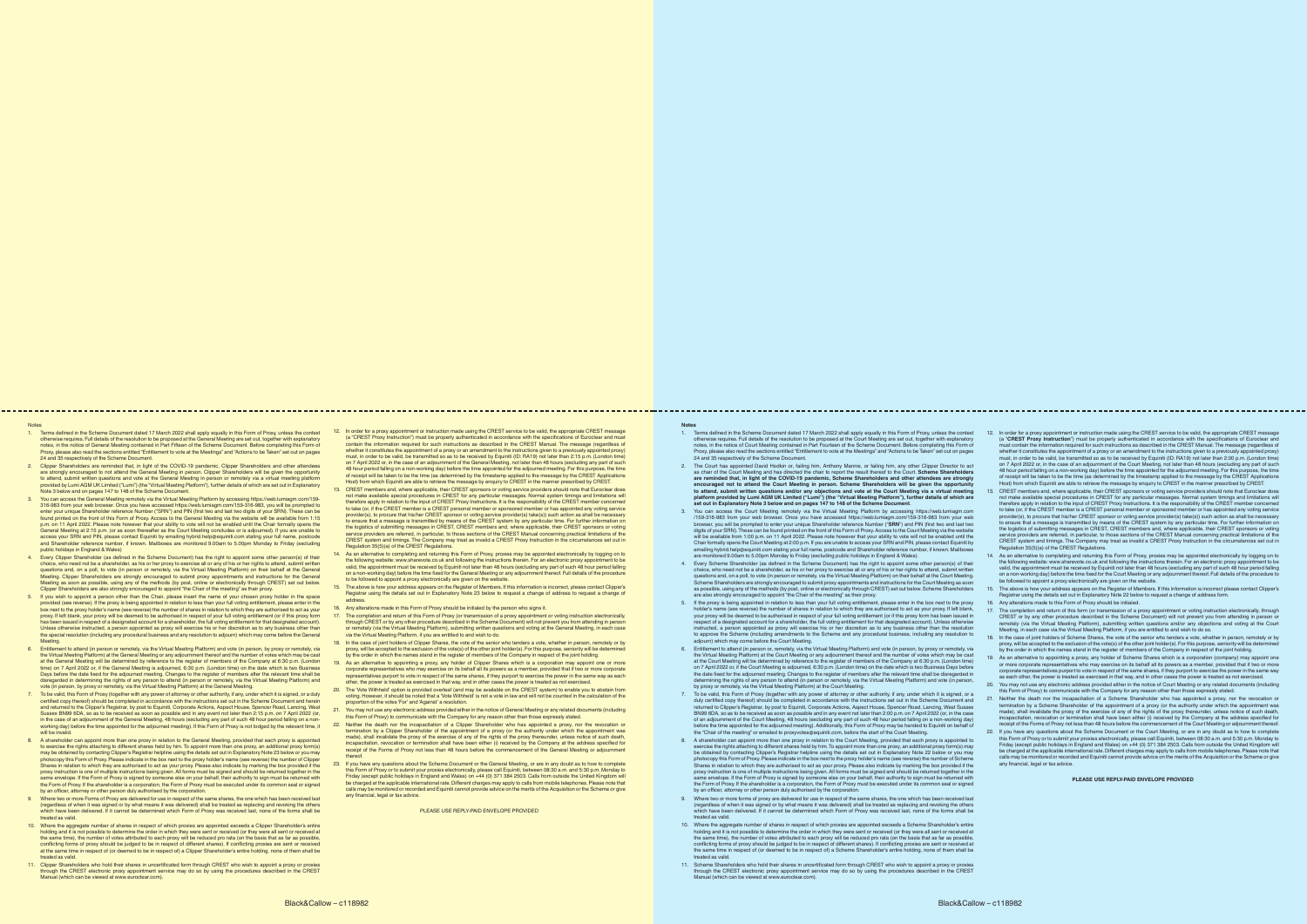**Notes**

1. Terms defined in the Scheme Document dated 17 March 2022 shall apply equally in this Form of Proxy, unless the context otherwise requires. Full details of the resolution to be proposed at the General Meeting are set out, together with explanatory notes, in the notice of General Meeting contained in Part Fifteen of the Scheme Document. Before completing this Form of Proxy, please also read the sections entitled "Entitlement to vote at the Meetings" and "Actions to be Taken" set out on pages 24 and 35 respectively of the Scheme Document.
2. Clipper Shareholders are reminded that, in light of the COVID-19 pandemic, Clipper Shareholders and other attendees are strongly encouraged to not attend the General Meeting in person. Clipper Shareholders will be given the opportunity to attend, submit written questions and vote at the General Meeting in person or remotely via a virtual meeting platform provided by Lumi AGM UK Limited ("Lumi") (the "Virtual Meeting Platform"), further details of which are set out in Explanatory Note 3 below and on pages 147 to 148 of the Scheme Document.
3. You can access the General Meeting remotely via the Virtual Meeting Platform by accessing https://web.lumiagm.com/159-316-983 from your web browser. Once you have accessed https://web.lumiagm.com/159-316-983, you will be prompted to enter your unique Shareholder reference Number ("SRN") and PIN (first two and last two digits of your SRN). These can be found printed on the front of this Form of Proxy. Access to the General Meeting via the website will be available from 1:15 p.m. on 11 April 2022. Please note however that your ability to vote will not be enabled until the Chair formally opens the General Meeting at 2:15 p.m. (or as soon thereafter as the Court Meeting concludes or is adjourned). If you are unable to access your SRN and PIN, please contact Equiniti by emailing hybrid.help@equiniti.com stating your full name, postcode and Shareholder reference number, if known. Mailboxes are monitored 9.00am to 5.00pm Monday to Friday (excluding public holidays in England & Wales)
4. Every Clipper Shareholder (as defined in the Scheme Document) has the right to appoint some other person(s) of their choice, who need not be a shareholder, as his or her proxy to exercise all or any of his or her rights to attend, submit written questions and, on a poll, to vote (in person or remotely, via the Virtual Meeting Platform) on their behalf at the General Meeting. Clipper Shareholders are strongly encouraged to submit proxy appointments and instructions for the General Meeting as soon as possible, using any of the methods (by post, online or electronically through CREST) set out below. Clipper Shareholders are also strongly encouraged to appoint "the Chair of the meeting" as their proxy.
5. If you wish to appoint a person other than the Chair, please insert the name of your chosen proxy holder in the space provided (see reverse). If the proxy is being appointed in relation to less than your full voting entitlement, please enter in the box next to the proxy holder's name (see reverse) the number of shares in relation to which they are authorised to act as your proxy. If left blank, your proxy will be deemed to be authorised in respect of your full voting entitlement (or if this proxy form has been issued in respect of a designated account for a shareholder, the full voting entitlement for that designated account). Unless otherwise instructed, a person appointed as proxy will exercise his or her discretion as to any business other than the special resolution (including any procedural business and any resolution to adjourn) which may come before the General Meeting.
6. Entitlement to attend (in person or remotely, via the Virtual Meeting Platform) and vote (in person, by proxy or remotely, via the Virtual Meeting Platform) at the General Meeting or any adjournment thereof and the number of votes which may be cast at the General Meeting will be determined by reference to the register of members of the Company at 6:30 p.m. (London time) on 7 April 2022 or, if the General Meeting is adjourned, 6:30 p.m. (London time) on the date which is two Business Days before the date fixed for the adjourned meeting. Changes to the register of members after the relevant time shall be disregarded in determining the rights of any person to attend (in person or remotely, via the Virtual Meeting Platform) and vote (in person, by proxy or remotely, via the Virtual Meeting Platform) at the General Meeting.
7. To be valid, this Form of Proxy (together with any power of attorney or other authority, if any, under which it is signed, or a duly certified copy thereof) should be completed in accordance with the instructions set out in the Scheme Document and herein and returned to the Clipper's Registrar, by post to Equiniti, Corporate Actions, Aspect House, Spencer Road, Lancing, West Sussex BN99 6DA, so as to be received as soon as possible and in any event not later than 2:15 p.m. on 7 April 2022 (or, in the case of an adjournment of the General Meeting, 48 hours (excluding any part of such 48 hour period falling on a non-working day) before the time appointed for the adjourned meeting). If this Form of Proxy is not lodged by the relevant time, it will be invalid.
8. A shareholder can appoint more than one proxy in relation to the General Meeting, provided that each proxy is appointed to exercise the rights attaching to different shares held by him. To appoint more than one proxy, an additional proxy form(s) may be obtained by contacting Clipper's Registrar helpline using the details set out in Explanatory Note 23 below or you may photocopy this Form of Proxy. Please indicate in the box next to the proxy holder's name (see reverse) the number of Clipper Shares in relation to which they are authorised to act as your proxy. Please also indicate by marking the box provided if the proxy instruction is one of multiple instructions being given. All forms must be signed and should be returned together in the same envelope. If the Form of Proxy is signed by someone else on your behalf, their authority to sign must be returned with the Form of Proxy. If the shareholder is a corporation, the Form of Proxy must be executed under its common seal or signed by an officer, attorney or other person duly authorised by the corporation.
9. Where two or more Forms of Proxy are delivered for use in respect of the same shares, the one which has been received last (regardless of when it was signed or by what means it was delivered) shall be treated as replacing and revoking the others which have been delivered. If it cannot be determined which Form of Proxy was received last, none of the forms shall be treated as valid.
10. Where the aggregate number of shares in respect of which proxies are appointed exceeds a Clipper Shareholder's entire holding and it is not possible to determine the order in which they were sent or received (or they were all sent or received at the same time), the number of votes attributed to each proxy will be reduced pro rata (on the basis that as far as possible, conflicting forms of proxy should be judged to be in respect of different shares). If conflicting proxies are sent or received at the same time in respect of (or deemed to be in respect of) a Clipper Shareholder's entire holding, none of them shall be treated as valid.
11. Clipper Shareholders who hold their shares in uncertificated form through CREST who wish to appoint a proxy or proxies through the CREST electronic proxy appointment service may do so by using the procedures described in the CREST Manual (which can be viewed at www.euroclear.com).
12. In order for a proxy appointment or instruction made using the CREST service to be valid, the appropriate CREST message (a "CREST Proxy Instruction") must be properly authenticated in accordance with the specifications of Euroclear and must contain the information required for such instructions as described in the CREST Manual. The message (regardless of whether it constitutes the appointment of a proxy or an amendment to the instructions given to a previously appointed proxy) must, in order to be valid, be transmitted so as to be received by Equiniti (ID: RA19) not later than 2:15 p.m. (London time) on 7 April 2022 or, in the case of an adjournment of the General Meeting, not later than 48 hours (excluding any part of such 48 hour period falling on a non-working day) before the time appointed for the adjourned meeting. For this purpose, the time of receipt will be taken to be the time (as determined by the timestamp applied to the message by the CREST Applications Host) from which Equiniti are able to retrieve the message by enquiry to CREST in the manner prescribed by CREST.
13. CREST members and, where applicable, their CREST sponsors or voting service providers should note that Euroclear does not make available special procedures in CREST for any particular messages. Normal system timings and limitations will therefore apply in relation to the input of CREST Proxy Instructions. It is the responsibility of the CREST member concerned to take (or, if the CREST member is a CREST personal member or sponsored member or has appointed any voting service provider(s), to procure that his/her CREST sponsor or voting service provider(s) take(s)) such action as shall be necessary to ensure that a message is transmitted by means of the CREST system by any particular time. For further information on the logistics of submitting messages in CREST, CREST members and, where applicable, their CREST sponsors or voting service providers are referred, in particular, to those sections of the CREST Manual concerning practical limitations of the CREST system and timings. The Company may treat as invalid a CREST Proxy Instruction in the circumstances set out in Regulation 35(5)(a) of the CREST Regulations.
14. As an alternative to completing and returning this Form of Proxy, proxies may be appointed electronically by logging on to the following website: www.sharevote.co.uk and following the instructions therein. For an electronic proxy appointment to be valid, the appointment must be received by Equiniti not later than 48 hours (excluding any part of such 48 hour period falling on a non-working day) before the time fixed for the General Meeting or any adjournment thereof. Full details of the procedure to be followed to appoint a proxy electronically are given on the website.
15. The above is how your address appears on the Register of Members. If this information is incorrect, please contact Clipper's Registrar using the details set out in Explanatory Note 23 below to request a change of address.
16. Any alterations made in this Form of Proxy should be initialled by the person who signs it.
17. The completion and return of this Form of Proxy (or transmission of a proxy appointment or voting instruction electronically, through CREST or by any other procedure described in the Scheme Document) will not prevent you from attending in person or remotely (via the Virtual Meeting Platform), submitting written questions and voting at the General Meeting, in each case via the Virtual Meeting Platform, if you are entitled to and wish to do so.
18. In the case of joint holders of Clipper Shares, the vote of the senior who tenders a vote, whether in person, remotely or by proxy, will be accepted to the exclusion of the vote(s) of the other joint holder(s). For this purpose, seniority will be determined by the order in which the names stand in the register of members of the Company in respect of the joint holding.
19. As an alternative to appointing a proxy, any holder of Clipper Shares which is a corporation may appoint one or more corporate representatives who may exercise on its behalf all its powers as a member, provided that if two or more corporate representatives purport to vote in respect of the same shares, if they purport to exercise the power in the same way as each other, the power is treated as exercised in that way, and in other cases the power is treated as not exercised.
20. The 'Vote Withheld' option is provided overleaf (and may be available on the CREST system) to enable you to abstain from voting. However, it should be noted that a 'Vote Withheld' is not a vote in law and will not be counted in the calculation of the proportion of the votes 'For' and 'Against' a resolution.
21. You may not use any electronic address provided either in the notice of General Meeting or any related documents (including this Form of Proxy) to communicate with the Company for any reason other than those expressly stated.
22. Neither the death nor the incapacitation of a Clipper Shareholder who has appointed a proxy, nor the revocation or termination by a Clipper Shareholder of the appointment of a proxy (or the authority under which the appointment was made), shall invalidate the proxy of the exercise of any of the rights of the proxy thereunder, unless notice of such death, incapacitation, revocation or termination shall have been either (i) received by the Company at the address specified for receipt of the Forms of Proxy not less than 48 hours before the commencement of the General Meeting or adjournment thereof.
23. If you have any questions about the Scheme Document or the General Meeting, or are in any doubt as to how to complete this Form of Proxy or to submit your proxies electronically, please call Equiniti, between 08:30 a.m. and 5:30 p.m. Monday to Friday (except public holidays in England and Wales) on +44 (0) 371 384 2503. Calls from outside the United Kingdom will be charged at the applicable international rate. Different charges may apply to calls from mobile telephones. Please note that calls may be monitored or recorded and Equiniti cannot provide advice on the merits of the Acquisition or the Scheme or give any financial, legal or tax advice.

PLEASE USE REPLY-PAID ENVELOPE PROVIDED

**Notes**

1. Terms defined in the Scheme Document dated 17 March 2022 shall apply equally in this Form of Proxy, unless the context otherwise requires. Full details of the resolution to be proposed at the General Meeting are set out, together with explanatory notes, in the notice of the Court Meeting contained in Part Fourteen of the Scheme Document. Before completing this Form of Proxy, please also read the sections entitled "Entitlement to vote at the Meetings" and "Actions to be Taken" set out on pages 24 and 35 respectively of the Scheme Document.
2. The Court has appointed David Hodkin or, failing him, Anthony Mannix, or failing him, any other Clipper Director to act as chair of the Court Meeting and has directed the chair to report the result thereof to the Court. **Scheme Shareholders are reminded that, in light of the COVID-19 pandemic, Scheme Shareholders and other attendees are strongly encouraged not to attend the Court Meeting in person. Scheme Shareholders will be given the opportunity to attend, submit written questions and/or any objections and vote at the Court Meeting via a virtual meeting platform provided by Lumi AGM UK Limited ("Lumi") (the "Virtual Meeting Platform"), further details of which are set out in Explanatory Note 3 below and on pages 147 to 148 of the Scheme Document.**
3. You can access the Court Meeting remotely via the Virtual Meeting Platform by accessing https://web.lumiagm.com/159-316-983 from your web browser. Once you have accessed https://web.lumiagm.com/159-316-983 from your web browser, you will be prompted to enter your unique Shareholder reference Number ("**SRN**") and PIN (first two and last two digits of your SRN). These can be found printed on the front of this Form of Proxy. Access to the Court Meeting via the website will be available from 1:00 p.m. on 11 April 2022. Please note however that your ability to vote will not be enabled until the Chair formally opens the Court Meeting at 2:00 p.m. If you are unable to access your SRN and PIN, please contact Equiniti by emailing hybrid.help@equiniti.com stating your full name, postcode and Shareholder reference number, if known. Mailboxes are monitored 9.00am to 5.00pm Monday to Friday (excluding public holidays in England & Wales).
4. Every Scheme Shareholder (as defined in the Scheme Document) has the right to appoint some other person(s) of their choice, who need not be a shareholder, as his or her proxy to exercise all or any of his or her rights to attend, submit written questions and, on a poll, to vote (in person or remotely, via the Virtual Meeting Platform) on their behalf at the Court Meeting. Scheme Shareholders are strongly encouraged to submit proxy appointments and instructions for the Court Meeting as soon as possible, using any of the methods (by post, online or electronically through CREST) set out below. Scheme Shareholders are also strongly encouraged to appoint "the Chair of the meeting" as their proxy.
5. If the proxy is being appointed in relation to less than your full voting entitlement, please enter in the box next to the proxy holder's name (see reverse) the number of shares in relation to which they are authorised to act as your proxy. If left blank, your proxy will be deemed to be authorised in respect of your full voting entitlement (or if this proxy form has been issued in respect of a designated account for a shareholder, the full voting entitlement for that designated account). Unless otherwise instructed, a person appointed as proxy will exercise his or her discretion as to any business other than the resolution to approve the Scheme (including amendments to the Scheme and any procedural business, including any resolution to adjourn) which may come before the Court Meeting.
6. Entitlement to attend (in person or remotely, via the Virtual Meeting Platform) and vote (in person, by proxy or remotely, via the Virtual Meeting Platform) at the Court Meeting or any adjournment thereof and the number of votes which may be cast at the Court Meeting will be determined by reference to the register of members of the Company at 6:30 p.m. (London time) on 7 April 2022 or, if the Court Meeting is adjourned, 6:30 p.m. (London time) on the date which is two Business Days before the date fixed for the adjourned meeting. Changes to the register of members after the relevant time shall be disregarded in determining the rights of any person to attend (in person or remotely, via the Virtual Meeting Platform) and vote (in person, by proxy or remotely, via the Virtual Meeting Platform) at the Court Meeting.
7. To be valid, this Form of Proxy (together with any power of attorney or other authority, if any, under which it is signed, or a duly certified copy thereof) should be completed in accordance with the instructions set out in the Scheme Document and returned to Clipper's Registrar, by post to Equiniti, Corporate Actions, Aspect House, Spencer Road, Lancing, West Sussex BN99 6DA, so as to be received as soon as possible and in any event not later than 2:00 p.m. on 7 April 2022 or, in the case of an adjournment of the Court Meeting, 48 hours (excluding any part of such 48 hour period falling on a non-working day) before the time appointed for the adjourned meeting. Additionally, this Form of Proxy may be handed to Equiniti on behalf of the "Chair of the meeting" or emailed to proxyvotes@equiniti.com, before the start of the Court Meeting.
8. A shareholder can appoint more than one proxy in relation to the Court Meeting, provided that each proxy is appointed to exercise the rights attaching to different shares held by him. To appoint more than one proxy, an additional proxy form(s) may be obtained by contacting Clipper's Registrar helpline using the details set out in Explanatory Note 22 below or you may photocopy this Form of Proxy. Please indicate in the box next to the proxy holder's name (see reverse) the number of Scheme Shares in relation to which they are authorised to act as your proxy. Please also indicate by marking the box provided if the proxy instruction is one of multiple instructions being given. All forms must be signed and should be returned together in the same envelope. If the Form of Proxy is signed by someone else on your behalf, their authority to sign must be returned with the Form of Proxy. If the shareholder is a corporation, the Form of Proxy must be executed under its common seal or signed by an officer, attorney or other person duly authorised by the corporation.
9. Where two or more forms of proxy are delivered for use in respect of the same shares, the one which has been received last (regardless of when it was signed or by what means it was delivered) shall be treated as replacing and revoking the others which have been delivered. If it cannot be determined which Form of Proxy was received last, none of the forms shall be treated as valid.
10. Where the aggregate number of shares in respect of which proxies are appointed exceeds a Scheme Shareholder's entire holding and it is not possible to determine the order in which they were sent or received (or they were all sent or received at the same time), the number of votes attributed to each proxy will be reduced pro rata (on the basis that as far as possible, conflicting forms of proxy should be judged to be in respect of different shares). If conflicting proxies are sent or received at the same time in respect of (or deemed to be in respect of) a Scheme Shareholder's entire holding, none of them shall be treated as valid.
11. Scheme Shareholders who hold their shares in uncertificated form through CREST who wish to appoint a proxy or proxies through the CREST electronic proxy appointment service may do so by using the procedures described in the CREST Manual (which can be viewed at www.euroclear.com).
12. In order for a proxy appointment or instruction made using the CREST service to be valid, the appropriate CREST message (a "**CREST Proxy Instruction**") must be properly authenticated in accordance with the specifications of Euroclear and must contain the information required for such instructions as described in the CREST Manual. The message (regardless of whether it constitutes the appointment of a proxy or an amendment to the instructions given to a previously appointed proxy) must, in order to be valid, be transmitted so as to be received by Equiniti (ID: RA19) not later than 2:00 p.m. (London time) on 7 April 2022 or, in the case of an adjournment of the Court Meeting, not later than 48 hours (excluding any part of such 48 hour period falling on a non-working day) before the time appointed for the adjourned meeting. For this purpose, the time of receipt will be taken to be the time (as determined by the timestamp applied to the message by the CREST Applications Host) from which Equiniti are able to retrieve the message by enquiry to CREST in the manner prescribed by CREST.
13. CREST members and, where applicable, their CREST sponsors or voting service providers should note that Euroclear does not make available special procedures in CREST for any particular messages. Normal system timings and limitations will therefore apply in relation to the input of CREST Proxy Instructions. It is the responsibility of the CREST member concerned to take (or, if the CREST member is a CREST personal member or sponsored member or has appointed any voting service provider(s), to procure that his/her CREST sponsor or voting service provider(s) take(s)) such action as shall be necessary to ensure that a message is transmitted by means of the CREST system by any particular time. For further information on the logistics of submitting messages in CREST, CREST members and, where applicable, their CREST sponsors or voting service providers are referred, in particular, to those sections of the CREST Manual concerning practical limitations of the CREST system and timings. The Company may treat as invalid a CREST Proxy Instruction in the circumstances set out in Regulation 35(5)(a) of the CREST Regulations.
14. As an alternative to completing and returning this Form of Proxy, proxies may be appointed electronically by logging on to the following website: www.sharevote.co.uk and following the instructions therein. For an electronic proxy appointment to be valid, the appointment must be received by Equiniti not later than 48 hours (excluding any part of such 48 hour period falling on a non-working day) before the time fixed for the Court Meeting or any adjournment thereof. Full details of the procedure to be followed to appoint a proxy electronically are given on the website.
15. The above is how your address appears on the Register of Members. If this information is incorrect please contact Clipper's Registrar using the details set out in Explanatory Note 22 below to request a change of address form.
16. Any alterations made to this Form of Proxy should be initialled.
17. The completion and return of this form (or transmission of a proxy appointment or voting instruction electronically, through CREST or by any other procedure described in the Scheme Document) will not prevent you from attending in person or remotely (via the Virtual Meeting Platform), submitting written questions and/or any objections and voting at the Court Meeting, in each case via the Virtual Meeting Platform, if you are entitled to and wish to do so.
18. In the case of joint holders of Scheme Shares, the vote of the senior who tenders a vote, whether in person, remotely or by proxy, will be accepted to the exclusion of the vote(s) of the other joint holder(s). For this purpose, seniority will be determined by the order in which the names stand in the register of members of the Company in respect of the joint holding.
19. As an alternative to appointing a proxy, any holder of Scheme Shares which is a corporation (company) may appoint one or more corporate representatives who may exercise on its behalf all its powers as a member, provided that if two or more corporate representatives purport to vote in respect of the same shares, if they purport to exercise the power in the same way as each other, the power is treated as exercised in that way, and in other cases the power is treated as not exercised.
20. You may not use any electronic address provided either in the notice of Court Meeting or any related documents (including this Form of Proxy) to communicate with the Company for any reason other than those expressly stated.
21. Neither the death nor the incapacitation of a Scheme Shareholder who has appointed a proxy, nor the revocation or termination by a Scheme Shareholder of the appointment of a proxy (or of the authority under which the appointment was made), shall invalidate the proxy of the exercise of any of the rights of the proxy thereunder, unless notice of such death, incapacitation, revocation or termination shall have been either (i) received by the Company at the address specified for receipt of the Forms of Proxy not less than 48 hours before the commencement of the Court Meeting or adjournment thereof.
22. If you have any questions about the Scheme Document or the Court Meeting, or are in any doubt as to how to complete this Form of Proxy or to submit your proxies electronically, please call Equiniti, between 08:30 a.m. and 5:30 p.m. Monday to Friday (except public holidays in England and Wales) on +44 (0) 371 384 2503. Calls from outside the United Kingdom will be charged at the applicable international rate. Different charges may apply to calls from mobile telephones. Please note that calls may be monitored or recorded and Equiniti cannot provide advice on the merits of the Acquisition or the Scheme or give any financial, legal or tax advice.

**PLEASE USE REPLY-PAID ENVELOPE PROVIDED**